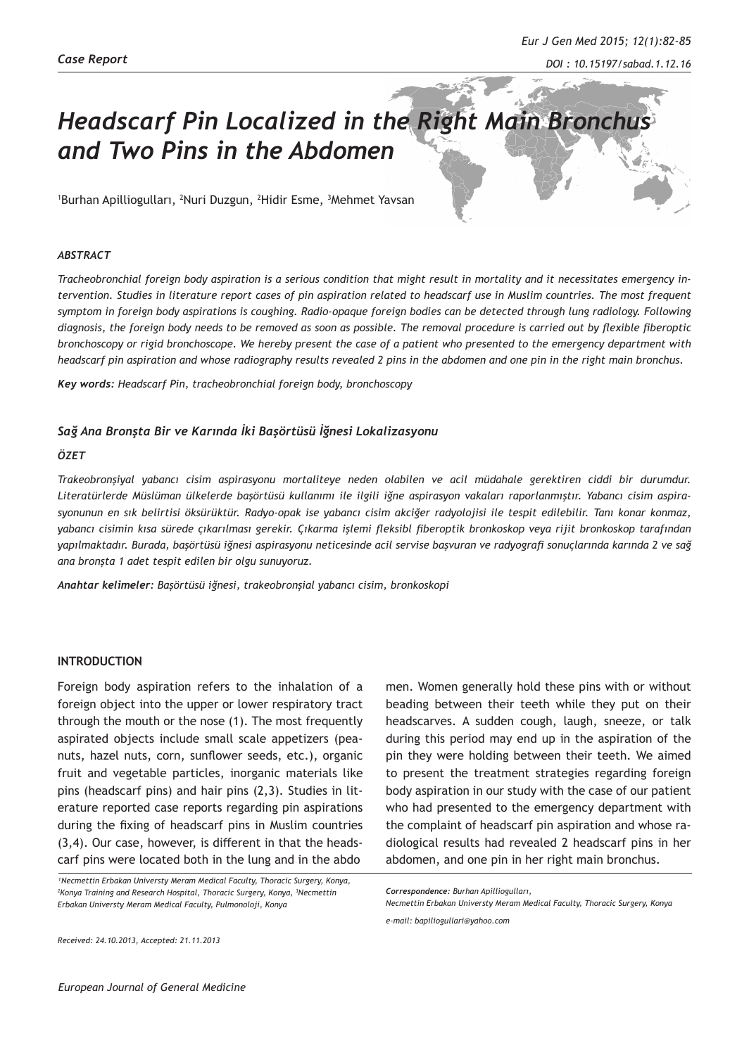*Case Report*

# *Headscarf Pin Localized in the Right Main Bronchus and Two Pins in the Abdomen*

[1]Burhan Apilliogulları, [2]Nuri Duzgun, [2]Hidir Esme, [3]Mehmet Yavsan

### *ABSTRACT*

*Tracheobronchial foreign body aspiration is a serious condition that might result in mortality and it necessitates emergency intervention. Studies in literature report cases of pin aspiration related to headscarf use in Muslim countries. The most frequent symptom in foreign body aspirations is coughing. Radio-opaque foreign bodies can be detected through lung radiology. Following diagnosis, the foreign body needs to be removed as soon as possible. The removal procedure is carried out by flexible fiberoptic bronchoscopy or rigid bronchoscope. We hereby present the case of a patient who presented to the emergency department with headscarf pin aspiration and whose radiography results revealed 2 pins in the abdomen and one pin in the right main bronchus.*

***Key words:*** *Headscarf Pin, tracheobronchial foreign body, bronchoscopy*

## *Sağ Ana Bronşta Bir ve Karında İki Başörtüsü İğnesi Lokalizasyonu*

### *ÖZET*

*Trakeobronşiyal yabancı cisim aspirasyonu mortaliteye neden olabilen ve acil müdahale gerektiren ciddi bir durumdur. Literatürlerde Müslüman ülkelerde başörtüsü kullanımı ile ilgili iğne aspirasyon vakaları raporlanmıştır. Yabancı cisim aspirasyonunun en sık belirtisi öksürüktür. Radyo-opak ise yabancı cisim akciğer radyolojisi ile tespit edilebilir. Tanı konar konmaz, yabancı cisimin kısa sürede çıkarılması gerekir. Çıkarma işlemi fleksibl fiberoptik bronkoskop veya rijit bronkoskop tarafından yapılmaktadır. Burada, başörtüsü iğnesi aspirasyonu neticesinde acil servise başvuran ve radyografi sonuçlarında karında 2 ve sağ ana bronşta 1 adet tespit edilen bir olgu sunuyoruz.*

***Anahtar kelimeler:*** *Başörtüsü iğnesi, trakeobronşial yabancı cisim, bronkoskopi*

## INTRODUCTION

Foreign body aspiration refers to the inhalation of a foreign object into the upper or lower respiratory tract through the mouth or the nose (1). The most frequently aspirated objects include small scale appetizers (peanuts, hazel nuts, corn, sunflower seeds, etc.), organic fruit and vegetable particles, inorganic materials like pins (headscarf pins) and hair pins (2,3). Studies in literature reported case reports regarding pin aspirations during the fixing of headscarf pins in Muslim countries (3,4). Our case, however, is different in that the headscarf pins were located both in the lung and in the abdomen. Women generally hold these pins with or without beading between their teeth while they put on their headscarves. A sudden cough, laugh, sneeze, or talk during this period may end up in the aspiration of the pin they were holding between their teeth. We aimed to present the treatment strategies regarding foreign body aspiration in our study with the case of our patient who had presented to the emergency department with the complaint of headscarf pin aspiration and whose radiological results had revealed 2 headscarf pins in her abdomen, and one pin in her right main bronchus.

[1]Necmettin Erbakan Universty Meram Medical Faculty, Thoracic Surgery, Konya, [2]Konya Training and Research Hospital, Thoracic Surgery, Konya, [3]Necmettin Erbakan Universty Meram Medical Faculty, Pulmonoloji, Konya

*Received: 24.10.2013, Accepted: 21.11.2013*

***Correspondence:*** *Burhan Apilliogulları,*
*Necmettin Erbakan Universty Meram Medical Faculty, Thoracic Surgery, Konya*

*e-mail: bapiliogullari@yahoo.com*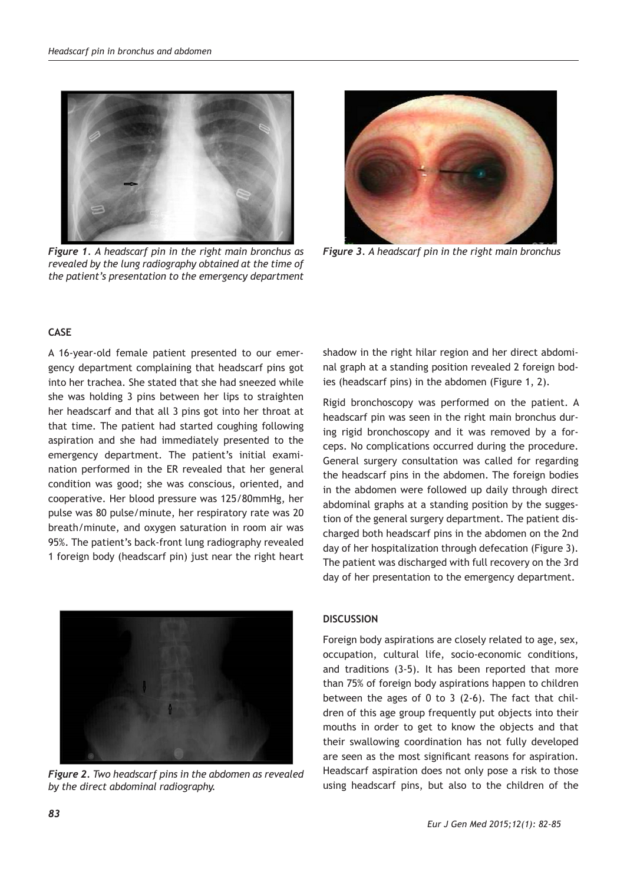*Figure 1. A headscarf pin in the right main bronchus as revealed by the lung radiography obtained at the time of the patient's presentation to the emergency department*

*Figure 3. A headscarf pin in the right main bronchus*

## CASE

A 16-year-old female patient presented to our emergency department complaining that headscarf pins got into her trachea. She stated that she had sneezed while she was holding 3 pins between her lips to straighten her headscarf and that all 3 pins got into her throat at that time. The patient had started coughing following aspiration and she had immediately presented to the emergency department. The patient's initial examination performed in the ER revealed that her general condition was good; she was conscious, oriented, and cooperative. Her blood pressure was 125/80mmHg, her pulse was 80 pulse/minute, her respiratory rate was 20 breath/minute, and oxygen saturation in room air was 95%. The patient's back-front lung radiography revealed 1 foreign body (headscarf pin) just near the right heart shadow in the right hilar region and her direct abdominal graph at a standing position revealed 2 foreign bodies (headscarf pins) in the abdomen (Figure 1, 2).

Rigid bronchoscopy was performed on the patient. A headscarf pin was seen in the right main bronchus during rigid bronchoscopy and it was removed by a forceps. No complications occurred during the procedure. General surgery consultation was called for regarding the headscarf pins in the abdomen. The foreign bodies in the abdomen were followed up daily through direct abdominal graphs at a standing position by the suggestion of the general surgery department. The patient discharged both headscarf pins in the abdomen on the 2nd day of her hospitalization through defecation (Figure 3). The patient was discharged with full recovery on the 3rd day of her presentation to the emergency department.

*Figure 2. Two headscarf pins in the abdomen as revealed by the direct abdominal radiography.*

## DISCUSSION

Foreign body aspirations are closely related to age, sex, occupation, cultural life, socio-economic conditions, and traditions (3-5). It has been reported that more than 75% of foreign body aspirations happen to children between the ages of 0 to 3 (2-6). The fact that children of this age group frequently put objects into their mouths in order to get to know the objects and that their swallowing coordination has not fully developed are seen as the most significant reasons for aspiration. Headscarf aspiration does not only pose a risk to those using headscarf pins, but also to the children of the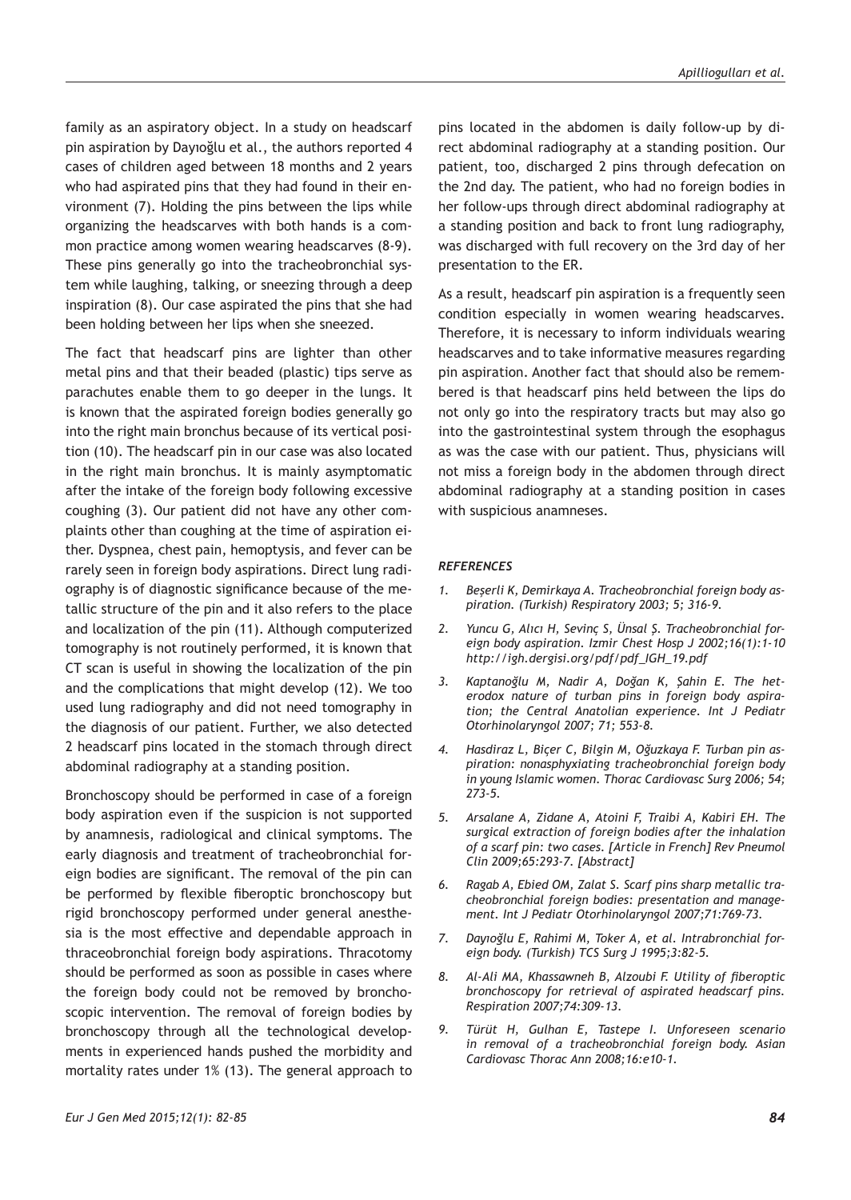family as an aspiratory object. In a study on headscarf pin aspiration by Dayıoğlu et al., the authors reported 4 cases of children aged between 18 months and 2 years who had aspirated pins that they had found in their environment (7). Holding the pins between the lips while organizing the headscarves with both hands is a common practice among women wearing headscarves (8-9). These pins generally go into the tracheobronchial system while laughing, talking, or sneezing through a deep inspiration (8). Our case aspirated the pins that she had been holding between her lips when she sneezed.

The fact that headscarf pins are lighter than other metal pins and that their beaded (plastic) tips serve as parachutes enable them to go deeper in the lungs. It is known that the aspirated foreign bodies generally go into the right main bronchus because of its vertical position (10). The headscarf pin in our case was also located in the right main bronchus. It is mainly asymptomatic after the intake of the foreign body following excessive coughing (3). Our patient did not have any other complaints other than coughing at the time of aspiration either. Dyspnea, chest pain, hemoptysis, and fever can be rarely seen in foreign body aspirations. Direct lung radiography is of diagnostic significance because of the metallic structure of the pin and it also refers to the place and localization of the pin (11). Although computerized tomography is not routinely performed, it is known that CT scan is useful in showing the localization of the pin and the complications that might develop (12). We too used lung radiography and did not need tomography in the diagnosis of our patient. Further, we also detected 2 headscarf pins located in the stomach through direct abdominal radiography at a standing position.

Bronchoscopy should be performed in case of a foreign body aspiration even if the suspicion is not supported by anamnesis, radiological and clinical symptoms. The early diagnosis and treatment of tracheobronchial foreign bodies are significant. The removal of the pin can be performed by flexible fiberoptic bronchoscopy but rigid bronchoscopy performed under general anesthesia is the most effective and dependable approach in thraceobronchial foreign body aspirations. Thracotomy should be performed as soon as possible in cases where the foreign body could not be removed by bronchoscopic intervention. The removal of foreign bodies by bronchoscopy through all the technological developments in experienced hands pushed the morbidity and mortality rates under 1% (13). The general approach to pins located in the abdomen is daily follow-up by direct abdominal radiography at a standing position. Our patient, too, discharged 2 pins through defecation on the 2nd day. The patient, who had no foreign bodies in her follow-ups through direct abdominal radiography at a standing position and back to front lung radiography, was discharged with full recovery on the 3rd day of her presentation to the ER.

As a result, headscarf pin aspiration is a frequently seen condition especially in women wearing headscarves. Therefore, it is necessary to inform individuals wearing headscarves and to take informative measures regarding pin aspiration. Another fact that should also be remembered is that headscarf pins held between the lips do not only go into the respiratory tracts but may also go into the gastrointestinal system through the esophagus as was the case with our patient. Thus, physicians will not miss a foreign body in the abdomen through direct abdominal radiography at a standing position in cases with suspicious anamneses.

### *REFERENCES*

1. *Beşerli K, Demirkaya A. Tracheobronchial foreign body aspiration. (Turkish) Respiratory 2003; 5; 316-9.*
2. *Yuncu G, Alıcı H, Sevinç S, Ünsal Ş. Tracheobronchial foreign body aspiration. Izmir Chest Hosp J 2002;16(1):1-10 http://igh.dergisi.org/pdf/pdf_IGH_19.pdf*
3. *Kaptanoğlu M, Nadir A, Doğan K, Şahin E. The heterodox nature of turban pins in foreign body aspiration; the Central Anatolian experience. Int J Pediatr Otorhinolaryngol 2007; 71; 553-8.*
4. *Hasdiraz L, Biçer C, Bilgin M, Oğuzkaya F. Turban pin aspiration: nonasphyxiating tracheobronchial foreign body in young Islamic women. Thorac Cardiovasc Surg 2006; 54; 273-5.*
5. *Arsalane A, Zidane A, Atoini F, Traibi A, Kabiri EH. The surgical extraction of foreign bodies after the inhalation of a scarf pin: two cases. [Article in French] Rev Pneumol Clin 2009;65:293-7. [Abstract]*
6. *Ragab A, Ebied OM, Zalat S. Scarf pins sharp metallic tracheobronchial foreign bodies: presentation and management. Int J Pediatr Otorhinolaryngol 2007;71:769-73.*
7. *Dayıoğlu E, Rahimi M, Toker A, et al. Intrabronchial foreign body. (Turkish) TCS Surg J 1995;3:82-5.*
8. *Al-Ali MA, Khassawneh B, Alzoubi F. Utility of fiberoptic bronchoscopy for retrieval of aspirated headscarf pins. Respiration 2007;74:309-13.*
9. *Türüt H, Gulhan E, Tastepe I. Unforeseen scenario in removal of a tracheobronchial foreign body. Asian Cardiovasc Thorac Ann 2008;16:e10-1.*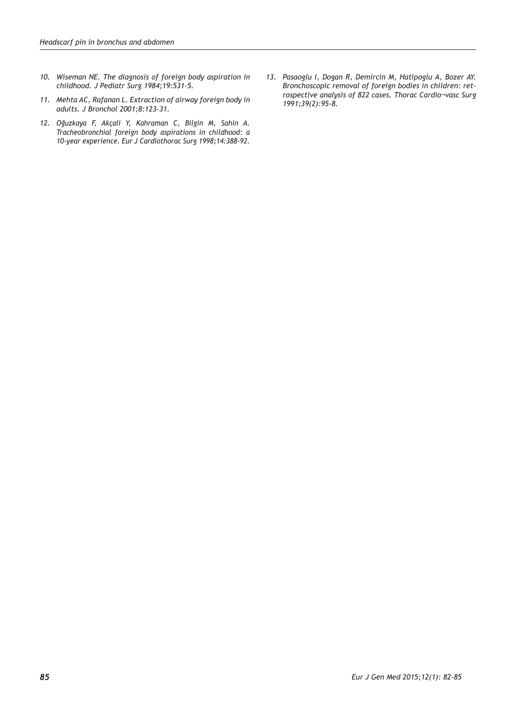10. *Wiseman NE. The diagnosis of foreign body aspiration in childhood. J Pediatr Surg 1984;19:531-5.*
11. *Mehta AC, Rafanan L. Extraction of airway foreign body in adults. J Bronchol 2001;8:123-31.*
12. *Oğuzkaya F, Akçali Y, Kahraman C, Bilgin M, Sahin A. Tracheobronchial foreign body aspirations in childhood: a 10-year experience. Eur J Cardiothorac Surg 1998;14:388-92.*
13. *Pasaoglu I, Dogan R, Demircin M, Hatipoglu A, Bozer AY. Bronchoscopic removal of foreign bodies in children: retrospective analysis of 822 cases. Thorac Cardio¬vasc Surg 1991;39(2):95-8.*